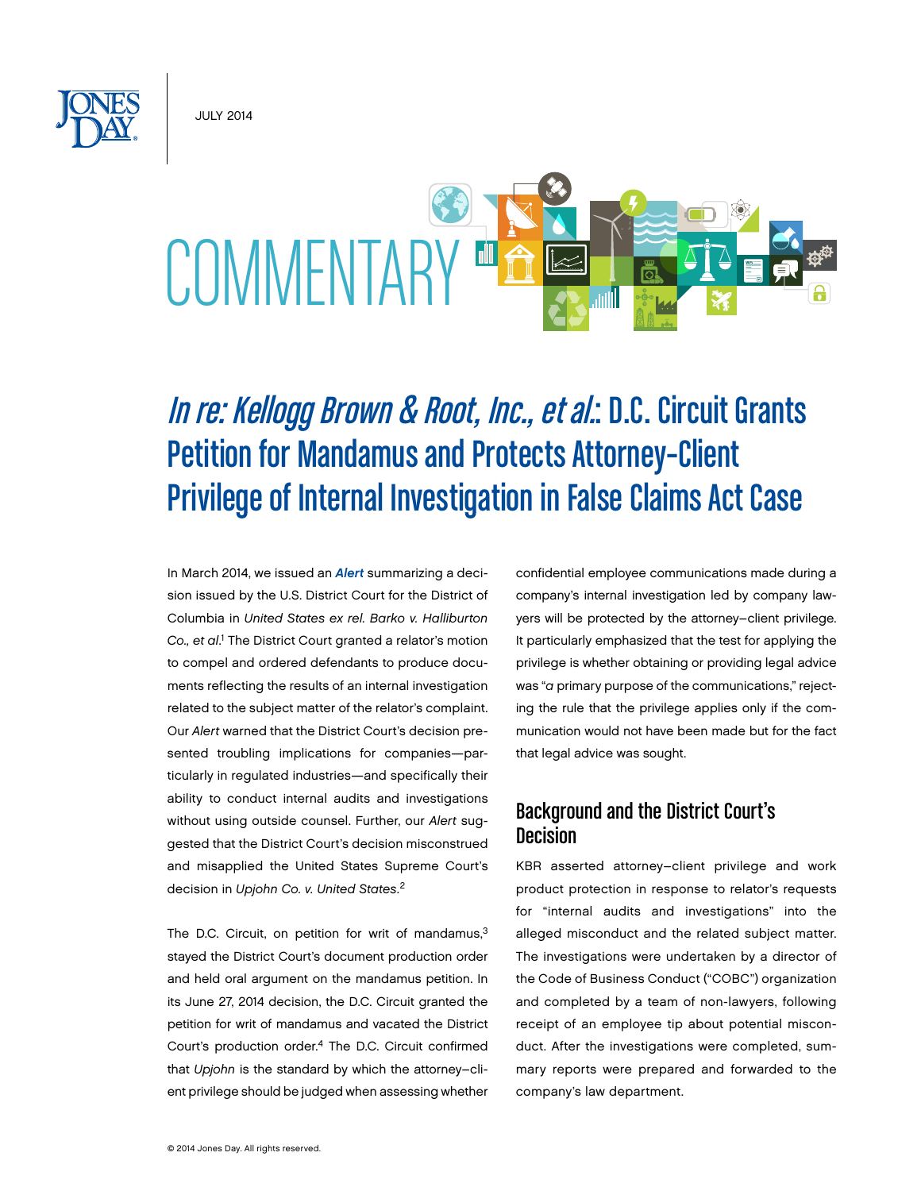JULY 2014

COMMENTARY

# *In re: Kellogg Brown & Root, Inc., et al.*: D.C. Circuit Grants Petition for Mandamus and Protects Attorney-Client Privilege of Internal Investigation in False Claims Act Case

In March 2014, we issued an ***Alert*** summarizing a decision issued by the U.S. District Court for the District of Columbia in *United States ex rel. Barko v. Halliburton Co., et al*.[1] The District Court granted a relator's motion to compel and ordered defendants to produce documents reflecting the results of an internal investigation related to the subject matter of the relator's complaint. Our *Alert* warned that the District Court's decision presented troubling implications for companies—particularly in regulated industries—and specifically their ability to conduct internal audits and investigations without using outside counsel. Further, our *Alert* suggested that the District Court's decision misconstrued and misapplied the United States Supreme Court's decision in *Upjohn Co. v. United States*.[2]

The D.C. Circuit, on petition for writ of mandamus,[3] stayed the District Court's document production order and held oral argument on the mandamus petition. In its June 27, 2014 decision, the D.C. Circuit granted the petition for writ of mandamus and vacated the District Court's production order.[4] The D.C. Circuit confirmed that *Upjohn* is the standard by which the attorney–client privilege should be judged when assessing whether confidential employee communications made during a company's internal investigation led by company lawyers will be protected by the attorney–client privilege. It particularly emphasized that the test for applying the privilege is whether obtaining or providing legal advice was "*a* primary purpose of the communications," rejecting the rule that the privilege applies only if the communication would not have been made but for the fact that legal advice was sought.

## Background and the District Court's Decision

KBR asserted attorney–client privilege and work product protection in response to relator's requests for "internal audits and investigations" into the alleged misconduct and the related subject matter. The investigations were undertaken by a director of the Code of Business Conduct ("COBC") organization and completed by a team of non-lawyers, following receipt of an employee tip about potential misconduct. After the investigations were completed, summary reports were prepared and forwarded to the company's law department.

© 2014 Jones Day. All rights reserved.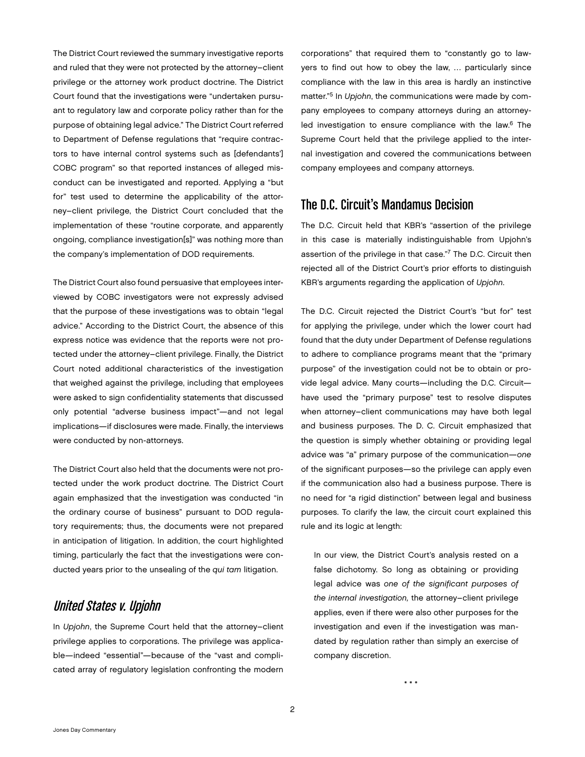The District Court reviewed the summary investigative reports and ruled that they were not protected by the attorney–client privilege or the attorney work product doctrine. The District Court found that the investigations were "undertaken pursuant to regulatory law and corporate policy rather than for the purpose of obtaining legal advice." The District Court referred to Department of Defense regulations that "require contractors to have internal control systems such as [defendants'] COBC program" so that reported instances of alleged misconduct can be investigated and reported. Applying a "but for" test used to determine the applicability of the attorney–client privilege, the District Court concluded that the implementation of these "routine corporate, and apparently ongoing, compliance investigation[s]" was nothing more than the company's implementation of DOD requirements.

The District Court also found persuasive that employees interviewed by COBC investigators were not expressly advised that the purpose of these investigations was to obtain "legal advice." According to the District Court, the absence of this express notice was evidence that the reports were not protected under the attorney–client privilege. Finally, the District Court noted additional characteristics of the investigation that weighed against the privilege, including that employees were asked to sign confidentiality statements that discussed only potential "adverse business impact"—and not legal implications—if disclosures were made. Finally, the interviews were conducted by non-attorneys.

The District Court also held that the documents were not protected under the work product doctrine. The District Court again emphasized that the investigation was conducted "in the ordinary course of business" pursuant to DOD regulatory requirements; thus, the documents were not prepared in anticipation of litigation. In addition, the court highlighted timing, particularly the fact that the investigations were conducted years prior to the unsealing of the *qui tam* litigation.

## *United States v. Upjohn*

In *Upjohn*, the Supreme Court held that the attorney–client privilege applies to corporations. The privilege was applicable—indeed "essential"—because of the "vast and complicated array of regulatory legislation confronting the modern corporations" that required them to "constantly go to lawyers to find out how to obey the law, … particularly since compliance with the law in this area is hardly an instinctive matter."[5] In *Upjohn*, the communications were made by company employees to company attorneys during an attorney-led investigation to ensure compliance with the law.[6] The Supreme Court held that the privilege applied to the internal investigation and covered the communications between company employees and company attorneys.

## The D.C. Circuit's Mandamus Decision

The D.C. Circuit held that KBR's "assertion of the privilege in this case is materially indistinguishable from Upjohn's assertion of the privilege in that case."[7] The D.C. Circuit then rejected all of the District Court's prior efforts to distinguish KBR's arguments regarding the application of *Upjohn*.

The D.C. Circuit rejected the District Court's "but for" test for applying the privilege, under which the lower court had found that the duty under Department of Defense regulations to adhere to compliance programs meant that the "primary purpose" of the investigation could not be to obtain or provide legal advice. Many courts—including the D.C. Circuit—have used the "primary purpose" test to resolve disputes when attorney–client communications may have both legal and business purposes. The D. C. Circuit emphasized that the question is simply whether obtaining or providing legal advice was "a" primary purpose of the communication—*one* of the significant purposes—so the privilege can apply even if the communication also had a business purpose. There is no need for "a rigid distinction" between legal and business purposes. To clarify the law, the circuit court explained this rule and its logic at length:

> In our view, the District Court's analysis rested on a false dichotomy. So long as obtaining or providing legal advice was *one of the significant purposes of the internal investigation,* the attorney–client privilege applies, even if there were also other purposes for the investigation and even if the investigation was mandated by regulation rather than simply an exercise of company discretion.

\* \* \*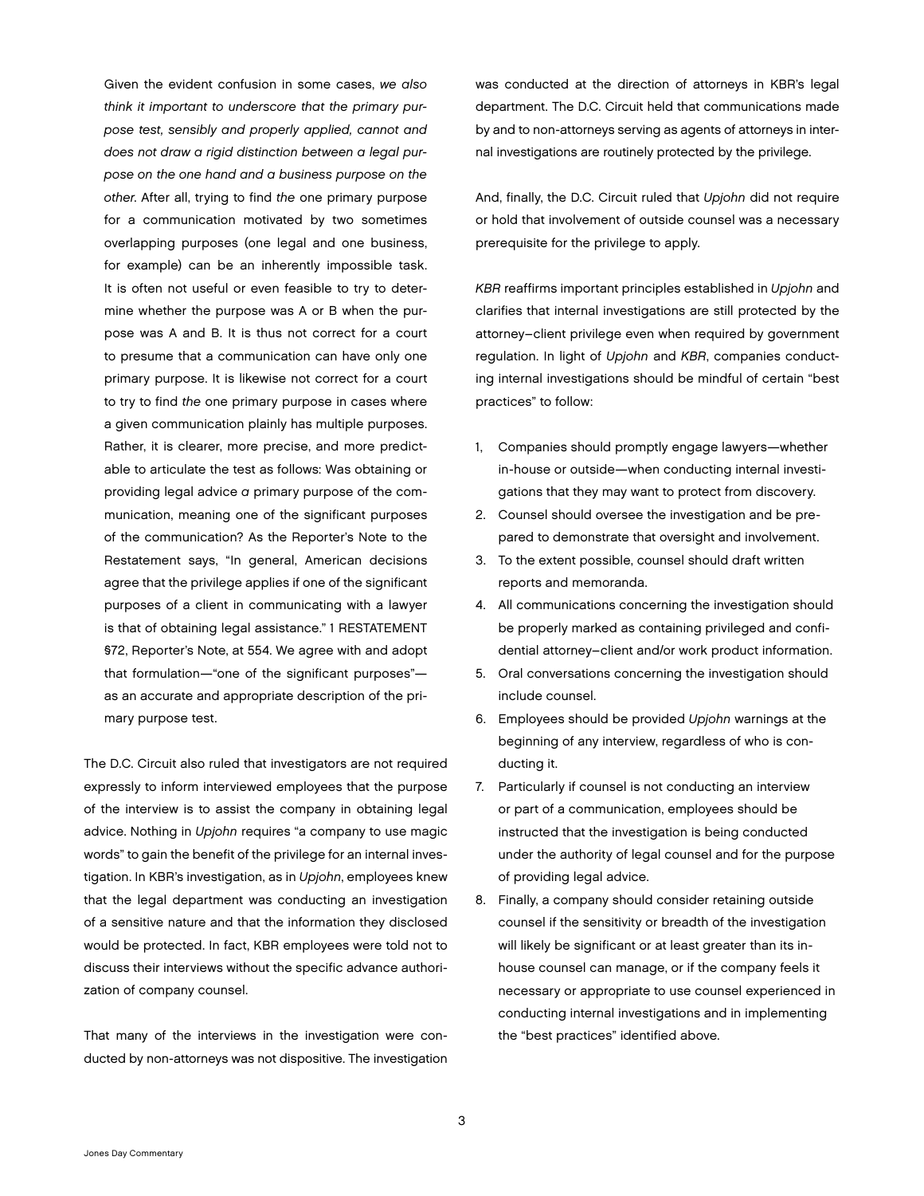> Given the evident confusion in some cases, *we also think it important to underscore that the primary purpose test, sensibly and properly applied, cannot and does not draw a rigid distinction between a legal purpose on the one hand and a business purpose on the other.* After all, trying to find *the* one primary purpose for a communication motivated by two sometimes overlapping purposes (one legal and one business, for example) can be an inherently impossible task. It is often not useful or even feasible to try to determine whether the purpose was A or B when the purpose was A and B. It is thus not correct for a court to presume that a communication can have only one primary purpose. It is likewise not correct for a court to try to find *the* one primary purpose in cases where a given communication plainly has multiple purposes. Rather, it is clearer, more precise, and more predictable to articulate the test as follows: Was obtaining or providing legal advice *a* primary purpose of the communication, meaning one of the significant purposes of the communication? As the Reporter's Note to the Restatement says, "In general, American decisions agree that the privilege applies if one of the significant purposes of a client in communicating with a lawyer is that of obtaining legal assistance." 1 RESTATEMENT §72, Reporter's Note, at 554. We agree with and adopt that formulation—"one of the significant purposes"—as an accurate and appropriate description of the primary purpose test.

The D.C. Circuit also ruled that investigators are not required expressly to inform interviewed employees that the purpose of the interview is to assist the company in obtaining legal advice. Nothing in *Upjohn* requires "a company to use magic words" to gain the benefit of the privilege for an internal investigation. In KBR's investigation, as in *Upjohn*, employees knew that the legal department was conducting an investigation of a sensitive nature and that the information they disclosed would be protected. In fact, KBR employees were told not to discuss their interviews without the specific advance authorization of company counsel.

That many of the interviews in the investigation were conducted by non-attorneys was not dispositive. The investigation was conducted at the direction of attorneys in KBR's legal department. The D.C. Circuit held that communications made by and to non-attorneys serving as agents of attorneys in internal investigations are routinely protected by the privilege.

And, finally, the D.C. Circuit ruled that *Upjohn* did not require or hold that involvement of outside counsel was a necessary prerequisite for the privilege to apply.

*KBR* reaffirms important principles established in *Upjohn* and clarifies that internal investigations are still protected by the attorney–client privilege even when required by government regulation. In light of *Upjohn* and *KBR*, companies conducting internal investigations should be mindful of certain "best practices" to follow:

1. Companies should promptly engage lawyers—whether in-house or outside—when conducting internal investigations that they may want to protect from discovery.
2. Counsel should oversee the investigation and be prepared to demonstrate that oversight and involvement.
3. To the extent possible, counsel should draft written reports and memoranda.
4. All communications concerning the investigation should be properly marked as containing privileged and confidential attorney–client and/or work product information.
5. Oral conversations concerning the investigation should include counsel.
6. Employees should be provided *Upjohn* warnings at the beginning of any interview, regardless of who is conducting it.
7. Particularly if counsel is not conducting an interview or part of a communication, employees should be instructed that the investigation is being conducted under the authority of legal counsel and for the purpose of providing legal advice.
8. Finally, a company should consider retaining outside counsel if the sensitivity or breadth of the investigation will likely be significant or at least greater than its in-house counsel can manage, or if the company feels it necessary or appropriate to use counsel experienced in conducting internal investigations and in implementing the "best practices" identified above.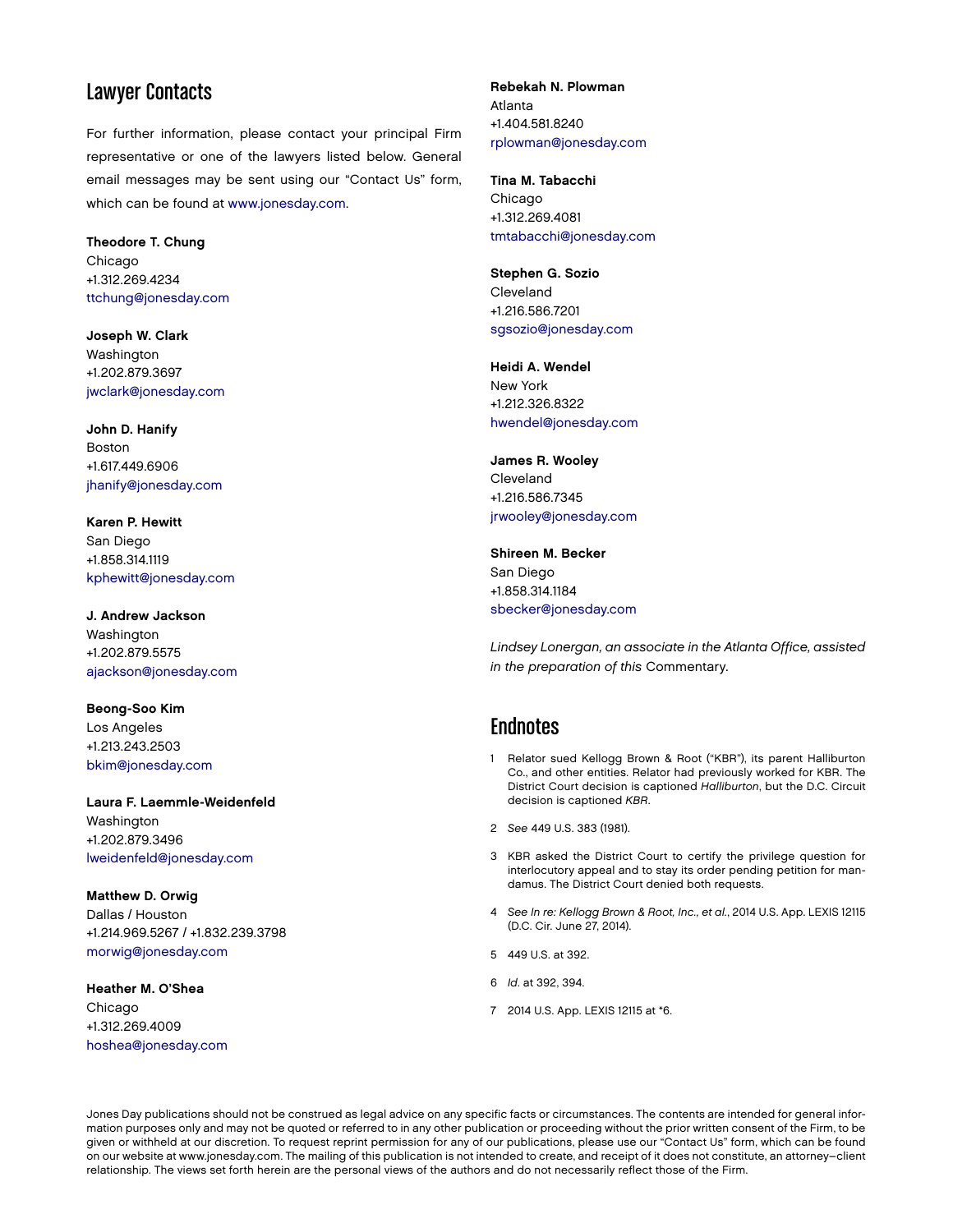## Lawyer Contacts

For further information, please contact your principal Firm representative or one of the lawyers listed below. General email messages may be sent using our "Contact Us" form, which can be found at www.jonesday.com.

**Theodore T. Chung**
Chicago
+1.312.269.4234
ttchung@jonesday.com

**Joseph W. Clark**
Washington
+1.202.879.3697
jwclark@jonesday.com

**John D. Hanify**
Boston
+1.617.449.6906
jhanify@jonesday.com

**Karen P. Hewitt**
San Diego
+1.858.314.1119
kphewitt@jonesday.com

**J. Andrew Jackson**
Washington
+1.202.879.5575
ajackson@jonesday.com

**Beong-Soo Kim**
Los Angeles
+1.213.243.2503
bkim@jonesday.com

**Laura F. Laemmle-Weidenfeld**
Washington
+1.202.879.3496
lweidenfeld@jonesday.com

**Matthew D. Orwig**
Dallas / Houston
+1.214.969.5267 / +1.832.239.3798
morwig@jonesday.com

**Heather M. O'Shea**
Chicago
+1.312.269.4009
hoshea@jonesday.com

**Rebekah N. Plowman**
Atlanta
+1.404.581.8240
rplowman@jonesday.com

**Tina M. Tabacchi**
Chicago
+1.312.269.4081
tmtabacchi@jonesday.com

**Stephen G. Sozio**
Cleveland
+1.216.586.7201
sgsozio@jonesday.com

**Heidi A. Wendel**
New York
+1.212.326.8322
hwendel@jonesday.com

**James R. Wooley**
Cleveland
+1.216.586.7345
jrwooley@jonesday.com

**Shireen M. Becker**
San Diego
+1.858.314.1184
sbecker@jonesday.com

*Lindsey Lonergan, an associate in the Atlanta Office, assisted in the preparation of this* Commentary.

## Endnotes

1 Relator sued Kellogg Brown & Root ("KBR"), its parent Halliburton Co., and other entities. Relator had previously worked for KBR. The District Court decision is captioned *Halliburton*, but the D.C. Circuit decision is captioned *KBR*.

2 *See* 449 U.S. 383 (1981).

3 KBR asked the District Court to certify the privilege question for interlocutory appeal and to stay its order pending petition for mandamus. The District Court denied both requests.

4 *See In re: Kellogg Brown & Root, Inc., et al.*, 2014 U.S. App. LEXIS 12115 (D.C. Cir. June 27, 2014).

5 449 U.S. at 392.

6 *Id.* at 392, 394.

7 2014 U.S. App. LEXIS 12115 at *6.

Jones Day publications should not be construed as legal advice on any specific facts or circumstances. The contents are intended for general information purposes only and may not be quoted or referred to in any other publication or proceeding without the prior written consent of the Firm, to be given or withheld at our discretion. To request reprint permission for any of our publications, please use our "Contact Us" form, which can be found on our website at www.jonesday.com. The mailing of this publication is not intended to create, and receipt of it does not constitute, an attorney–client relationship. The views set forth herein are the personal views of the authors and do not necessarily reflect those of the Firm.